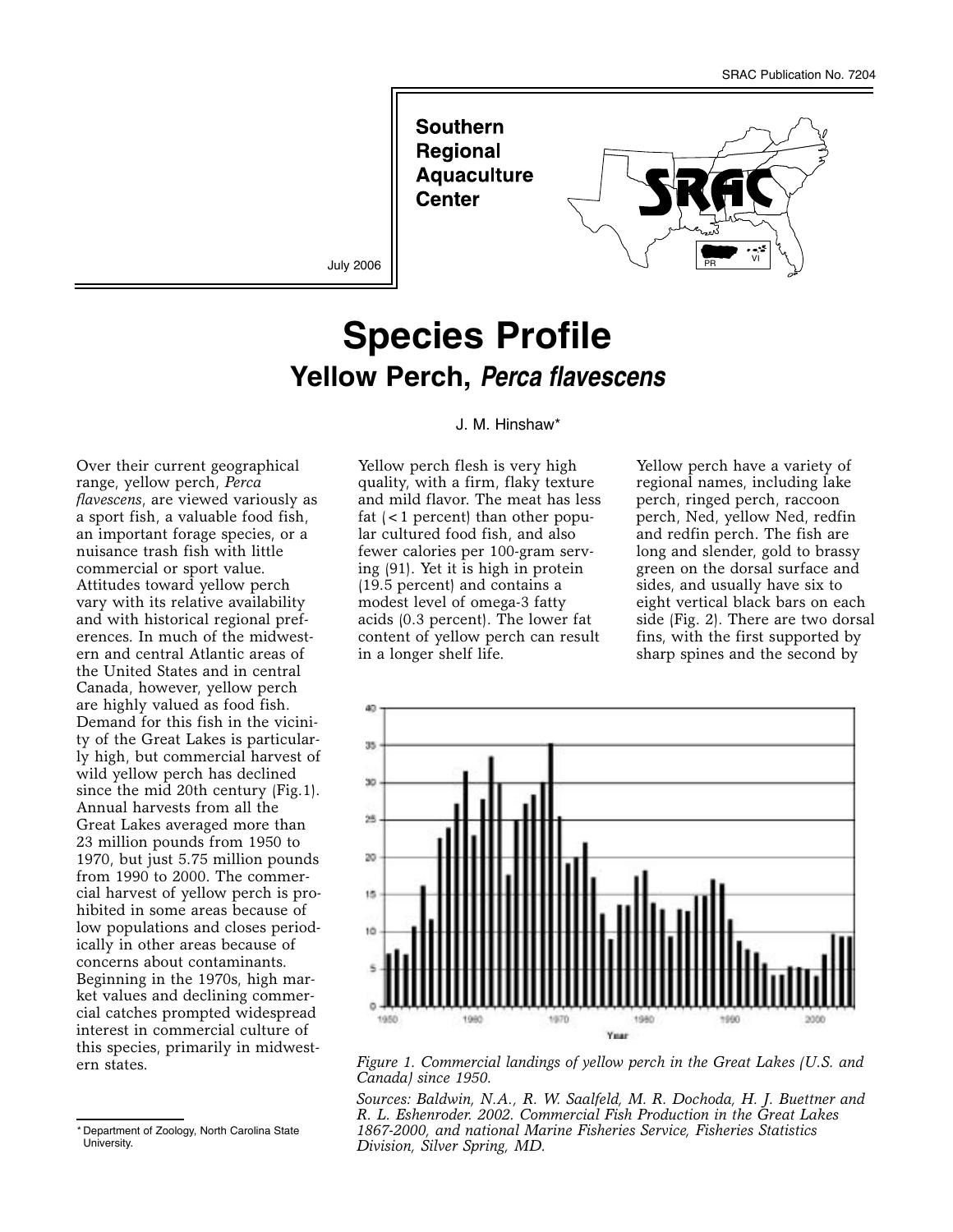SRAC Publication No. 7204

**Southern Regional Aquaculture Center**

July 2006

# Species Profile

## Yellow Perch, *Perca flavescens*

J. M. Hinshaw*

Over their current geographical range, yellow perch, *Perca flavescens*, are viewed variously as a sport fish, a valuable food fish, an important forage species, or a nuisance trash fish with little commercial or sport value. Attitudes toward yellow perch vary with its relative availability and with historical regional preferences. In much of the midwestern and central Atlantic areas of the United States and in central Canada, however, yellow perch are highly valued as food fish. Demand for this fish in the vicinity of the Great Lakes is particularly high, but commercial harvest of wild yellow perch has declined since the mid 20th century (Fig.1). Annual harvests from all the Great Lakes averaged more than 23 million pounds from 1950 to 1970, but just 5.75 million pounds from 1990 to 2000. The commercial harvest of yellow perch is prohibited in some areas because of low populations and closes periodically in other areas because of concerns about contaminants. Beginning in the 1970s, high market values and declining commercial catches prompted widespread interest in commercial culture of this species, primarily in midwestern states.

Yellow perch flesh is very high quality, with a firm, flaky texture and mild flavor. The meat has less fat (< 1 percent) than other popular cultured food fish, and also fewer calories per 100-gram serving (91). Yet it is high in protein (19.5 percent) and contains a modest level of omega-3 fatty acids (0.3 percent). The lower fat content of yellow perch can result in a longer shelf life.

Yellow perch have a variety of regional names, including lake perch, ringed perch, raccoon perch, Ned, yellow Ned, redfin and redfin perch. The fish are long and slender, gold to brassy green on the dorsal surface and sides, and usually have six to eight vertical black bars on each side (Fig. 2). There are two dorsal fins, with the first supported by sharp spines and the second by

*Figure 1. Commercial landings of yellow perch in the Great Lakes (U.S. and Canada) since 1950.*

*Sources: Baldwin, N.A., R. W. Saalfeld, M. R. Dochoda, H. J. Buettner and R. L. Eshenroder. 2002. Commercial Fish Production in the Great Lakes 1867-2000, and national Marine Fisheries Service, Fisheries Statistics Division, Silver Spring, MD.*

* Department of Zoology, North Carolina State University.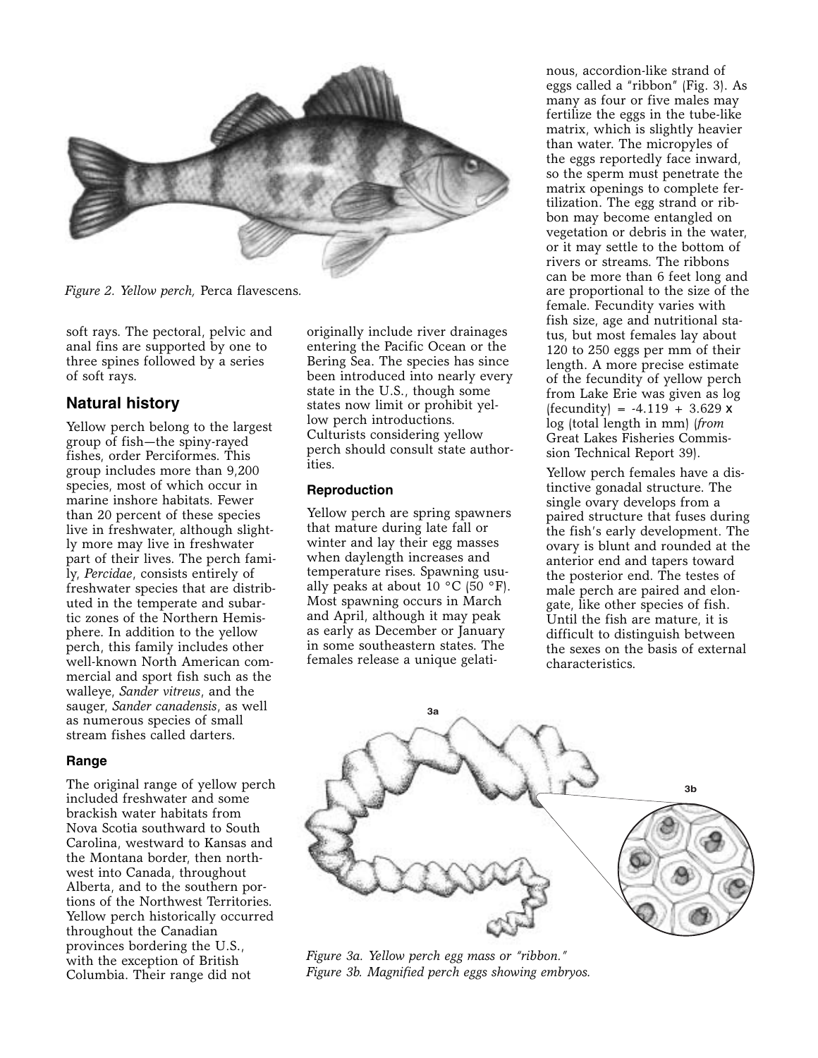Figure 2. *Yellow perch,* Perca flavescens.

soft rays. The pectoral, pelvic and anal fins are supported by one to three spines followed by a series of soft rays.

## Natural history

Yellow perch belong to the largest group of fish—the spiny-rayed fishes, order Perciformes. This group includes more than 9,200 species, most of which occur in marine inshore habitats. Fewer than 20 percent of these species live in freshwater, although slightly more may live in freshwater part of their lives. The perch family, *Percidae*, consists entirely of freshwater species that are distributed in the temperate and subarctic zones of the Northern Hemisphere. In addition to the yellow perch, this family includes other well-known North American commercial and sport fish such as the walleye, *Sander vitreus*, and the sauger, *Sander canadensis*, as well as numerous species of small stream fishes called darters.

### Range

The original range of yellow perch included freshwater and some brackish water habitats from Nova Scotia southward to South Carolina, westward to Kansas and the Montana border, then northwest into Canada, throughout Alberta, and to the southern portions of the Northwest Territories. Yellow perch historically occurred throughout the Canadian provinces bordering the U.S., with the exception of British Columbia. Their range did not originally include river drainages entering the Pacific Ocean or the Bering Sea. The species has since been introduced into nearly every state in the U.S., though some states now limit or prohibit yellow perch introductions. Culturists considering yellow perch should consult state authorities.

### Reproduction

Yellow perch are spring spawners that mature during late fall or winter and lay their egg masses when daylength increases and temperature rises. Spawning usually peaks at about 10 °C (50 °F). Most spawning occurs in March and April, although it may peak as early as December or January in some southeastern states. The females release a unique gelatinous, accordion-like strand of eggs called a "ribbon" (Fig. 3). As many as four or five males may fertilize the eggs in the tube-like matrix, which is slightly heavier than water. The micropyles of the eggs reportedly face inward, so the sperm must penetrate the matrix openings to complete fertilization. The egg strand or ribbon may become entangled on vegetation or debris in the water, or it may settle to the bottom of rivers or streams. The ribbons can be more than 6 feet long and are proportional to the size of the female. Fecundity varies with fish size, age and nutritional status, but most females lay about 120 to 250 eggs per mm of their length. A more precise estimate of the fecundity of yellow perch from Lake Erie was given as $\log(\text{fecundity}) = -4.119 + 3.629 \times \log(\text{total length in mm})$ (*from* Great Lakes Fisheries Commission Technical Report 39).

Yellow perch females have a distinctive gonadal structure. The single ovary develops from a paired structure that fuses during the fish's early development. The ovary is blunt and rounded at the anterior end and tapers toward the posterior end. The testes of male perch are paired and elongate, like other species of fish. Until the fish are mature, it is difficult to distinguish between the sexes on the basis of external characteristics.

*Figure 3a. Yellow perch egg mass or "ribbon."*
*Figure 3b. Magnified perch eggs showing embryos.*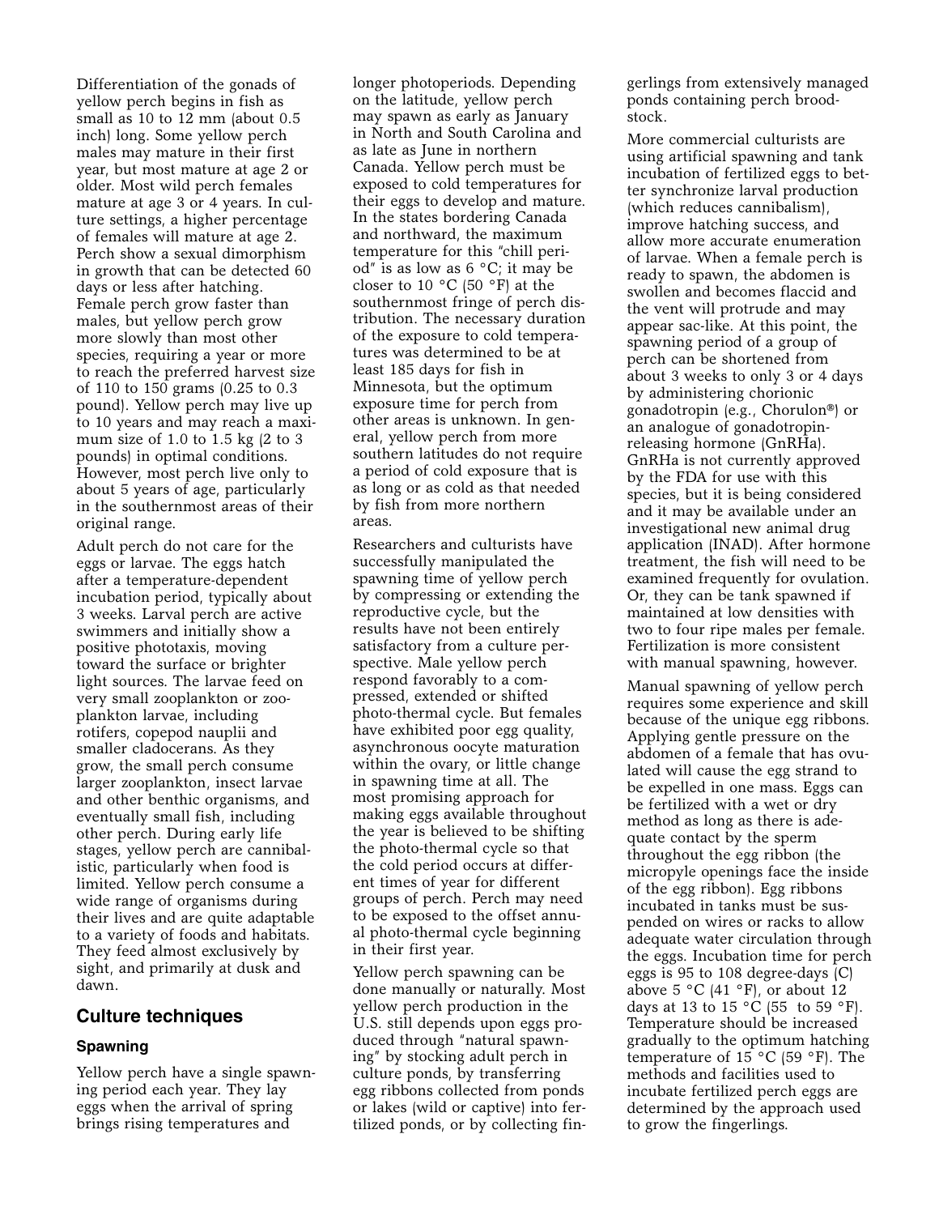Differentiation of the gonads of yellow perch begins in fish as small as 10 to 12 mm (about 0.5 inch) long. Some yellow perch males may mature in their first year, but most mature at age 2 or older. Most wild perch females mature at age 3 or 4 years. In culture settings, a higher percentage of females will mature at age 2. Perch show a sexual dimorphism in growth that can be detected 60 days or less after hatching. Female perch grow faster than males, but yellow perch grow more slowly than most other species, requiring a year or more to reach the preferred harvest size of 110 to 150 grams (0.25 to 0.3 pound). Yellow perch may live up to 10 years and may reach a maximum size of 1.0 to 1.5 kg (2 to 3 pounds) in optimal conditions. However, most perch live only to about 5 years of age, particularly in the southernmost areas of their original range.

Adult perch do not care for the eggs or larvae. The eggs hatch after a temperature-dependent incubation period, typically about 3 weeks. Larval perch are active swimmers and initially show a positive phototaxis, moving toward the surface or brighter light sources. The larvae feed on very small zooplankton or zooplankton larvae, including rotifers, copepod nauplii and smaller cladocerans. As they grow, the small perch consume larger zooplankton, insect larvae and other benthic organisms, and eventually small fish, including other perch. During early life stages, yellow perch are cannibalistic, particularly when food is limited. Yellow perch consume a wide range of organisms during their lives and are quite adaptable to a variety of foods and habitats. They feed almost exclusively by sight, and primarily at dusk and dawn.

## Culture techniques

### Spawning

Yellow perch have a single spawning period each year. They lay eggs when the arrival of spring brings rising temperatures and longer photoperiods. Depending on the latitude, yellow perch may spawn as early as January in North and South Carolina and as late as June in northern Canada. Yellow perch must be exposed to cold temperatures for their eggs to develop and mature. In the states bordering Canada and northward, the maximum temperature for this "chill period" is as low as 6 °C; it may be closer to 10 °C (50 °F) at the southernmost fringe of perch distribution. The necessary duration of the exposure to cold temperatures was determined to be at least 185 days for fish in Minnesota, but the optimum exposure time for perch from other areas is unknown. In general, yellow perch from more southern latitudes do not require a period of cold exposure that is as long or as cold as that needed by fish from more northern areas.

Researchers and culturists have successfully manipulated the spawning time of yellow perch by compressing or extending the reproductive cycle, but the results have not been entirely satisfactory from a culture perspective. Male yellow perch respond favorably to a compressed, extended or shifted photo-thermal cycle. But females have exhibited poor egg quality, asynchronous oocyte maturation within the ovary, or little change in spawning time at all. The most promising approach for making eggs available throughout the year is believed to be shifting the photo-thermal cycle so that the cold period occurs at different times of year for different groups of perch. Perch may need to be exposed to the offset annual photo-thermal cycle beginning in their first year.

Yellow perch spawning can be done manually or naturally. Most yellow perch production in the U.S. still depends upon eggs produced through "natural spawning" by stocking adult perch in culture ponds, by transferring egg ribbons collected from ponds or lakes (wild or captive) into fertilized ponds, or by collecting fingerlings from extensively managed ponds containing perch broodstock.

More commercial culturists are using artificial spawning and tank incubation of fertilized eggs to better synchronize larval production (which reduces cannibalism), improve hatching success, and allow more accurate enumeration of larvae. When a female perch is ready to spawn, the abdomen is swollen and becomes flaccid and the vent will protrude and may appear sac-like. At this point, the spawning period of a group of perch can be shortened from about 3 weeks to only 3 or 4 days by administering chorionic gonadotropin (e.g., Chorulon®) or an analogue of gonadotropin-releasing hormone (GnRHa). GnRHa is not currently approved by the FDA for use with this species, but it is being considered and it may be available under an investigational new animal drug application (INAD). After hormone treatment, the fish will need to be examined frequently for ovulation. Or, they can be tank spawned if maintained at low densities with two to four ripe males per female. Fertilization is more consistent with manual spawning, however.

Manual spawning of yellow perch requires some experience and skill because of the unique egg ribbons. Applying gentle pressure on the abdomen of a female that has ovulated will cause the egg strand to be expelled in one mass. Eggs can be fertilized with a wet or dry method as long as there is adequate contact by the sperm throughout the egg ribbon (the micropyle openings face the inside of the egg ribbon). Egg ribbons incubated in tanks must be suspended on wires or racks to allow adequate water circulation through the eggs. Incubation time for perch eggs is 95 to 108 degree-days (C) above 5 °C (41 °F), or about 12 days at 13 to 15 °C (55 to 59 °F). Temperature should be increased gradually to the optimum hatching temperature of 15 °C (59 °F). The methods and facilities used to incubate fertilized perch eggs are determined by the approach used to grow the fingerlings.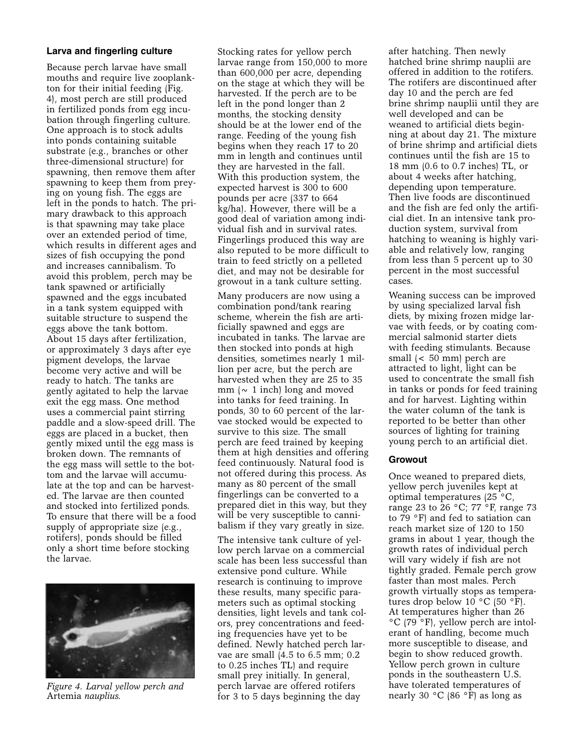### Larva and fingerling culture

Because perch larvae have small mouths and require live zooplankton for their initial feeding (Fig. 4), most perch are still produced in fertilized ponds from egg incubation through fingerling culture. One approach is to stock adults into ponds containing suitable substrate (e.g., branches or other three-dimensional structure) for spawning, then remove them after spawning to keep them from preying on young fish. The eggs are left in the ponds to hatch. The primary drawback to this approach is that spawning may take place over an extended period of time, which results in different ages and sizes of fish occupying the pond and increases cannibalism. To avoid this problem, perch may be tank spawned or artificially spawned and the eggs incubated in a tank system equipped with suitable structure to suspend the eggs above the tank bottom. About 15 days after fertilization, or approximately 3 days after eye pigment develops, the larvae become very active and will be ready to hatch. The tanks are gently agitated to help the larvae exit the egg mass. One method uses a commercial paint stirring paddle and a slow-speed drill. The eggs are placed in a bucket, then gently mixed until the egg mass is broken down. The remnants of the egg mass will settle to the bottom and the larvae will accumulate at the top and can be harvested. The larvae are then counted and stocked into fertilized ponds. To ensure that there will be a food supply of appropriate size (e.g., rotifers), ponds should be filled only a short time before stocking the larvae.

*Figure 4. Larval yellow perch and* Artemia *nauplius.*

Stocking rates for yellow perch larvae range from 150,000 to more than 600,000 per acre, depending on the stage at which they will be harvested. If the perch are to be left in the pond longer than 2 months, the stocking density should be at the lower end of the range. Feeding of the young fish begins when they reach 17 to 20 mm in length and continues until they are harvested in the fall. With this production system, the expected harvest is 300 to 600 pounds per acre (337 to 664 kg/ha). However, there will be a good deal of variation among individual fish and in survival rates. Fingerlings produced this way are also reputed to be more difficult to train to feed strictly on a pelleted diet, and may not be desirable for growout in a tank culture setting.

Many producers are now using a combination pond/tank rearing scheme, wherein the fish are artificially spawned and eggs are incubated in tanks. The larvae are then stocked into ponds at high densities, sometimes nearly 1 million per acre, but the perch are harvested when they are 25 to 35 mm (~ 1 inch) long and moved into tanks for feed training. In ponds, 30 to 60 percent of the larvae stocked would be expected to survive to this size. The small perch are feed trained by keeping them at high densities and offering feed continuously. Natural food is not offered during this process. As many as 80 percent of the small fingerlings can be converted to a prepared diet in this way, but they will be very susceptible to cannibalism if they vary greatly in size.

The intensive tank culture of yellow perch larvae on a commercial scale has been less successful than extensive pond culture. While research is continuing to improve these results, many specific parameters such as optimal stocking densities, light levels and tank colors, prey concentrations and feeding frequencies have yet to be defined. Newly hatched perch larvae are small (4.5 to 6.5 mm; 0.2 to 0.25 inches TL) and require small prey initially. In general, perch larvae are offered rotifers for 3 to 5 days beginning the day after hatching. Then newly hatched brine shrimp nauplii are offered in addition to the rotifers. The rotifers are discontinued after day 10 and the perch are fed brine shrimp nauplii until they are well developed and can be weaned to artificial diets beginning at about day 21. The mixture of brine shrimp and artificial diets continues until the fish are 15 to 18 mm (0.6 to 0.7 inches) TL, or about 4 weeks after hatching, depending upon temperature. Then live foods are discontinued and the fish are fed only the artificial diet. In an intensive tank production system, survival from hatching to weaning is highly variable and relatively low, ranging from less than 5 percent up to 30 percent in the most successful cases.

Weaning success can be improved by using specialized larval fish diets, by mixing frozen midge larvae with feeds, or by coating commercial salmonid starter diets with feeding stimulants. Because small (< 50 mm) perch are attracted to light, light can be used to concentrate the small fish in tanks or ponds for feed training and for harvest. Lighting within the water column of the tank is reported to be better than other sources of lighting for training young perch to an artificial diet.

### Growout

Once weaned to prepared diets, yellow perch juveniles kept at optimal temperatures (25 °C, range 23 to 26 °C; 77 °F, range 73 to 79 °F) and fed to satiation can reach market size of 120 to 150 grams in about 1 year, though the growth rates of individual perch will vary widely if fish are not tightly graded. Female perch grow faster than most males. Perch growth virtually stops as temperatures drop below 10 °C (50 °F). At temperatures higher than 26 °C (79 °F), yellow perch are intolerant of handling, become much more susceptible to disease, and begin to show reduced growth. Yellow perch grown in culture ponds in the southeastern U.S. have tolerated temperatures of nearly 30 °C (86 °F) as long as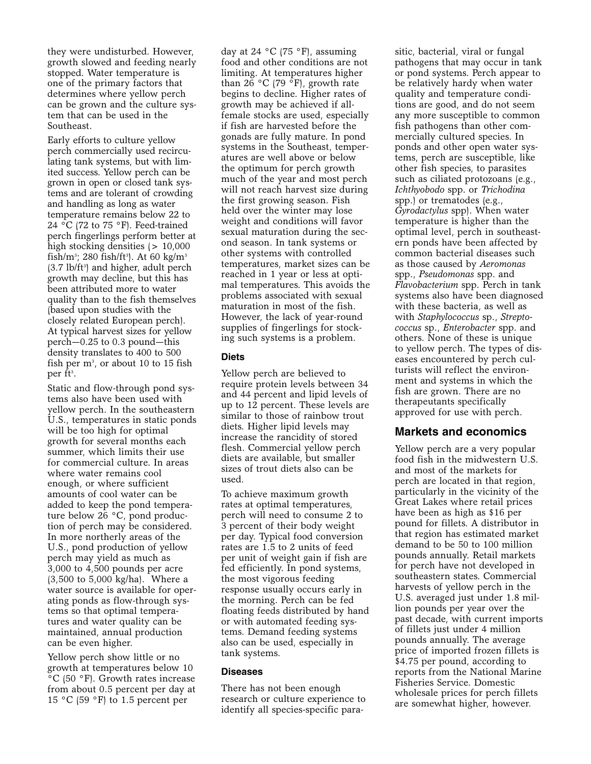they were undisturbed. However, growth slowed and feeding nearly stopped. Water temperature is one of the primary factors that determines where yellow perch can be grown and the culture system that can be used in the Southeast.

Early efforts to culture yellow perch commercially used recirculating tank systems, but with limited success. Yellow perch can be grown in open or closed tank systems and are tolerant of crowding and handling as long as water temperature remains below 22 to 24 °C (72 to 75 °F). Feed-trained perch fingerlings perform better at high stocking densities (> 10,000 fish/m$^3$; 280 fish/ft$^3$). At 60 kg/m$^3$ (3.7 lb/ft$^3$) and higher, adult perch growth may decline, but this has been attributed more to water quality than to the fish themselves (based upon studies with the closely related European perch). At typical harvest sizes for yellow perch—0.25 to 0.3 pound—this density translates to 400 to 500 fish per m$^3$, or about 10 to 15 fish per ft$^3$.

Static and flow-through pond systems also have been used with yellow perch. In the southeastern U.S., temperatures in static ponds will be too high for optimal growth for several months each summer, which limits their use for commercial culture. In areas where water remains cool enough, or where sufficient amounts of cool water can be added to keep the pond temperature below 26 °C, pond production of perch may be considered. In more northerly areas of the U.S., pond production of yellow perch may yield as much as 3,000 to 4,500 pounds per acre (3,500 to 5,000 kg/ha). Where a water source is available for operating ponds as flow-through systems so that optimal temperatures and water quality can be maintained, annual production can be even higher.

Yellow perch show little or no growth at temperatures below 10 °C (50 °F). Growth rates increase from about 0.5 percent per day at 15 °C (59 °F) to 1.5 percent per day at 24 °C (75 °F), assuming food and other conditions are not limiting. At temperatures higher than 26 °C (79 °F), growth rate begins to decline. Higher rates of growth may be achieved if all-female stocks are used, especially if fish are harvested before the gonads are fully mature. In pond systems in the Southeast, temperatures are well above or below the optimum for perch growth much of the year and most perch will not reach harvest size during the first growing season. Fish held over the winter may lose weight and conditions will favor sexual maturation during the second season. In tank systems or other systems with controlled temperatures, market sizes can be reached in 1 year or less at optimal temperatures. This avoids the problems associated with sexual maturation in most of the fish. However, the lack of year-round supplies of fingerlings for stocking such systems is a problem.

### Diets

Yellow perch are believed to require protein levels between 34 and 44 percent and lipid levels of up to 12 percent. These levels are similar to those of rainbow trout diets. Higher lipid levels may increase the rancidity of stored flesh. Commercial yellow perch diets are available, but smaller sizes of trout diets also can be used.

To achieve maximum growth rates at optimal temperatures, perch will need to consume 2 to 3 percent of their body weight per day. Typical food conversion rates are 1.5 to 2 units of feed per unit of weight gain if fish are fed efficiently. In pond systems, the most vigorous feeding response usually occurs early in the morning. Perch can be fed floating feeds distributed by hand or with automated feeding systems. Demand feeding systems also can be used, especially in tank systems.

### Diseases

There has not been enough research or culture experience to identify all species-specific parasitic, bacterial, viral or fungal pathogens that may occur in tank or pond systems. Perch appear to be relatively hardy when water quality and temperature conditions are good, and do not seem any more susceptible to common fish pathogens than other commercially cultured species. In ponds and other open water systems, perch are susceptible, like other fish species, to parasites such as ciliated protozoans (e.g., *Ichthyobodo* spp. or *Trichodina* spp.) or trematodes (e.g., *Gyrodactylus* spp). When water temperature is higher than the optimal level, perch in southeastern ponds have been affected by common bacterial diseases such as those caused by *Aeromonas* spp., *Pseudomonas* spp. and *Flavobacterium* spp. Perch in tank systems also have been diagnosed with these bacteria, as well as with *Staphylococcus* sp., *Streptococcus* sp., *Enterobacter* spp. and others. None of these is unique to yellow perch. The types of diseases encountered by perch culturists will reflect the environment and systems in which the fish are grown. There are no therapeutants specifically approved for use with perch.

## Markets and economics

Yellow perch are a very popular food fish in the midwestern U.S. and most of the markets for perch are located in that region, particularly in the vicinity of the Great Lakes where retail prices have been as high as $16 per pound for fillets. A distributor in that region has estimated market demand to be 50 to 100 million pounds annually. Retail markets for perch have not developed in southeastern states. Commercial harvests of yellow perch in the U.S. averaged just under 1.8 million pounds per year over the past decade, with current imports of fillets just under 4 million pounds annually. The average price of imported frozen fillets is $4.75 per pound, according to reports from the National Marine Fisheries Service. Domestic wholesale prices for perch fillets are somewhat higher, however.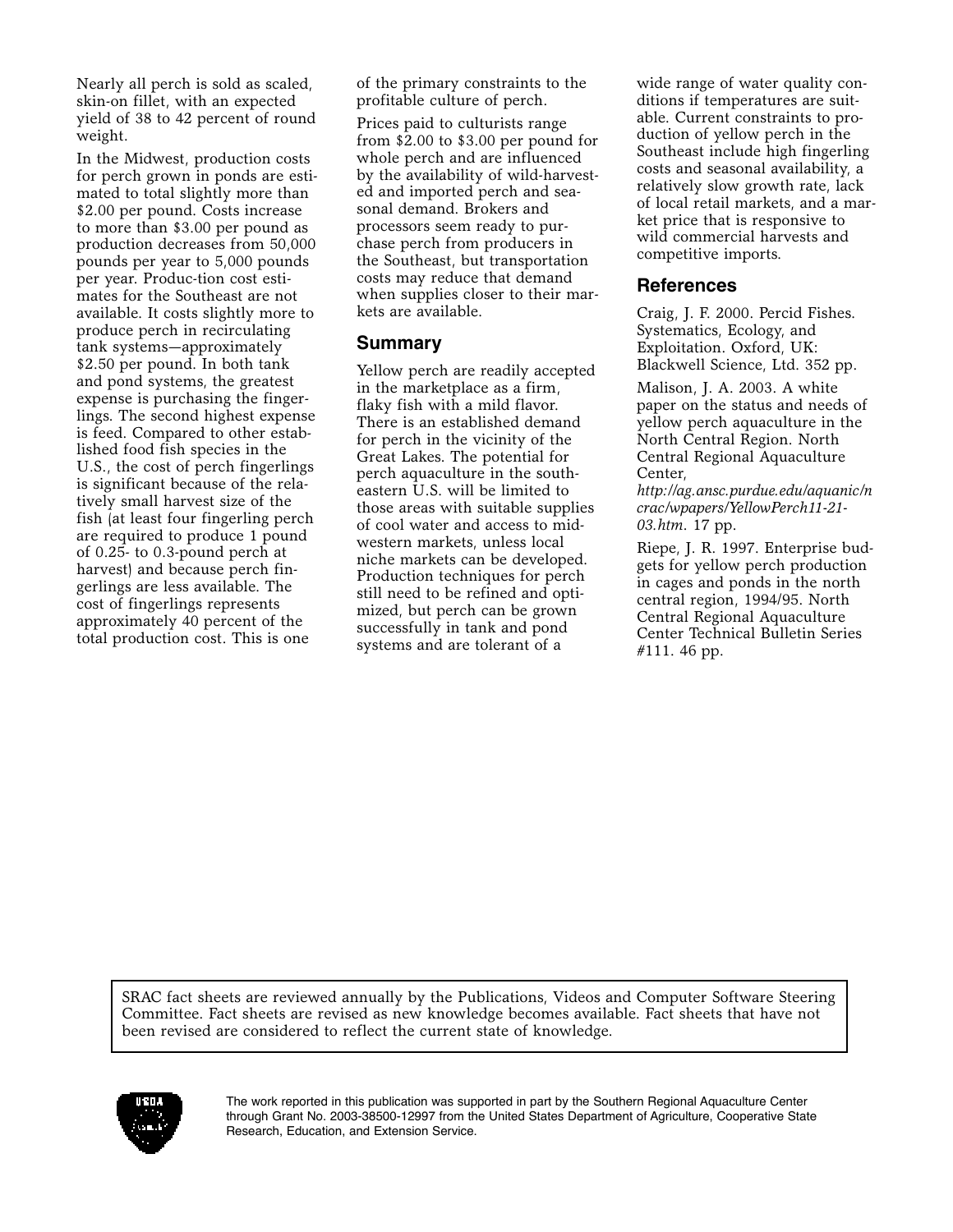Nearly all perch is sold as scaled, skin-on fillet, with an expected yield of 38 to 42 percent of round weight.

In the Midwest, production costs for perch grown in ponds are estimated to total slightly more than $2.00 per pound. Costs increase to more than $3.00 per pound as production decreases from 50,000 pounds per year to 5,000 pounds per year. Produc-tion cost estimates for the Southeast are not available. It costs slightly more to produce perch in recirculating tank systems—approximately $2.50 per pound. In both tank and pond systems, the greatest expense is purchasing the fingerlings. The second highest expense is feed. Compared to other established food fish species in the U.S., the cost of perch fingerlings is significant because of the relatively small harvest size of the fish (at least four fingerling perch are required to produce 1 pound of 0.25- to 0.3-pound perch at harvest) and because perch fingerlings are less available. The cost of fingerlings represents approximately 40 percent of the total production cost. This is one of the primary constraints to the profitable culture of perch.

Prices paid to culturists range from $2.00 to $3.00 per pound for whole perch and are influenced by the availability of wild-harvested and imported perch and seasonal demand. Brokers and processors seem ready to purchase perch from producers in the Southeast, but transportation costs may reduce that demand when supplies closer to their markets are available.

## Summary

Yellow perch are readily accepted in the marketplace as a firm, flaky fish with a mild flavor. There is an established demand for perch in the vicinity of the Great Lakes. The potential for perch aquaculture in the southeastern U.S. will be limited to those areas with suitable supplies of cool water and access to midwestern markets, unless local niche markets can be developed. Production techniques for perch still need to be refined and optimized, but perch can be grown successfully in tank and pond systems and are tolerant of a wide range of water quality conditions if temperatures are suitable. Current constraints to production of yellow perch in the Southeast include high fingerling costs and seasonal availability, a relatively slow growth rate, lack of local retail markets, and a market price that is responsive to wild commercial harvests and competitive imports.

## References

Craig, J. F. 2000. Percid Fishes. Systematics, Ecology, and Exploitation. Oxford, UK: Blackwell Science, Ltd. 352 pp.

Malison, J. A. 2003. A white paper on the status and needs of yellow perch aquaculture in the North Central Region. North Central Regional Aquaculture Center, *http://ag.ansc.purdue.edu/aquanic/ncrac/wpapers/YellowPerch11-21-03.htm*. 17 pp.

Riepe, J. R. 1997. Enterprise budgets for yellow perch production in cages and ponds in the north central region, 1994/95. North Central Regional Aquaculture Center Technical Bulletin Series #111. 46 pp.

SRAC fact sheets are reviewed annually by the Publications, Videos and Computer Software Steering Committee. Fact sheets are revised as new knowledge becomes available. Fact sheets that have not been revised are considered to reflect the current state of knowledge.

The work reported in this publication was supported in part by the Southern Regional Aquaculture Center through Grant No. 2003-38500-12997 from the United States Department of Agriculture, Cooperative State Research, Education, and Extension Service.